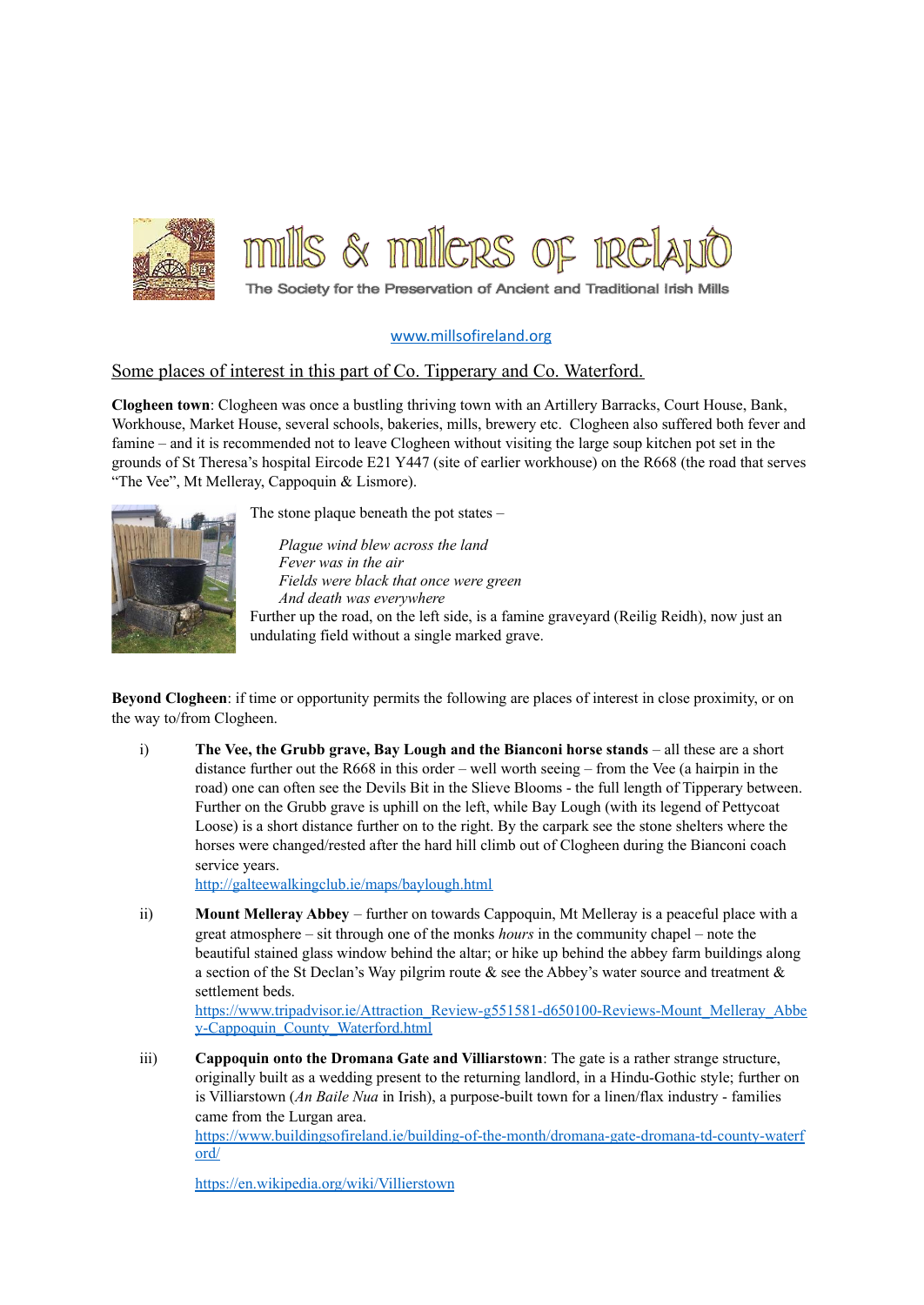# mills & millers of ireland

The Society for the Preservation of Ancient and Traditional Irish Mills

www.millsofireland.org

## Some places of interest in this part of Co. Tipperary and Co. Waterford.

**Clogheen town**: Clogheen was once a bustling thriving town with an Artillery Barracks, Court House, Bank, Workhouse, Market House, several schools, bakeries, mills, brewery etc. Clogheen also suffered both fever and famine – and it is recommended not to leave Clogheen without visiting the large soup kitchen pot set in the grounds of St Theresa's hospital Eircode E21 Y447 (site of earlier workhouse) on the R668 (the road that serves "The Vee", Mt Melleray, Cappoquin & Lismore).

The stone plaque beneath the pot states –

> *Plague wind blew across the land*
> *Fever was in the air*
> *Fields were black that once were green*
> *And death was everywhere*

Further up the road, on the left side, is a famine graveyard (Reilig Reidh), now just an undulating field without a single marked grave.

**Beyond Clogheen**: if time or opportunity permits the following are places of interest in close proximity, or on the way to/from Clogheen.

i) **The Vee, the Grubb grave, Bay Lough and the Bianconi horse stands** – all these are a short distance further out the R668 in this order – well worth seeing – from the Vee (a hairpin in the road) one can often see the Devils Bit in the Slieve Blooms - the full length of Tipperary between. Further on the Grubb grave is uphill on the left, while Bay Lough (with its legend of Pettycoat Loose) is a short distance further on to the right. By the carpark see the stone shelters where the horses were changed/rested after the hard hill climb out of Clogheen during the Bianconi coach service years.
http://galteewalkingclub.ie/maps/baylough.html

ii) **Mount Melleray Abbey** – further on towards Cappoquin, Mt Melleray is a peaceful place with a great atmosphere – sit through one of the monks *hours* in the community chapel – note the beautiful stained glass window behind the altar; or hike up behind the abbey farm buildings along a section of the St Declan's Way pilgrim route & see the Abbey's water source and treatment & settlement beds.
https://www.tripadvisor.ie/Attraction_Review-g551581-d650100-Reviews-Mount_Melleray_Abbey-Cappoquin_County_Waterford.html

iii) **Cappoquin onto the Dromana Gate and Villiarstown**: The gate is a rather strange structure, originally built as a wedding present to the returning landlord, in a Hindu-Gothic style; further on is Villiarstown (*An Baile Nua* in Irish), a purpose-built town for a linen/flax industry - families came from the Lurgan area.
https://www.buildingsofireland.ie/building-of-the-month/dromana-gate-dromana-td-county-waterford/

https://en.wikipedia.org/wiki/Villierstown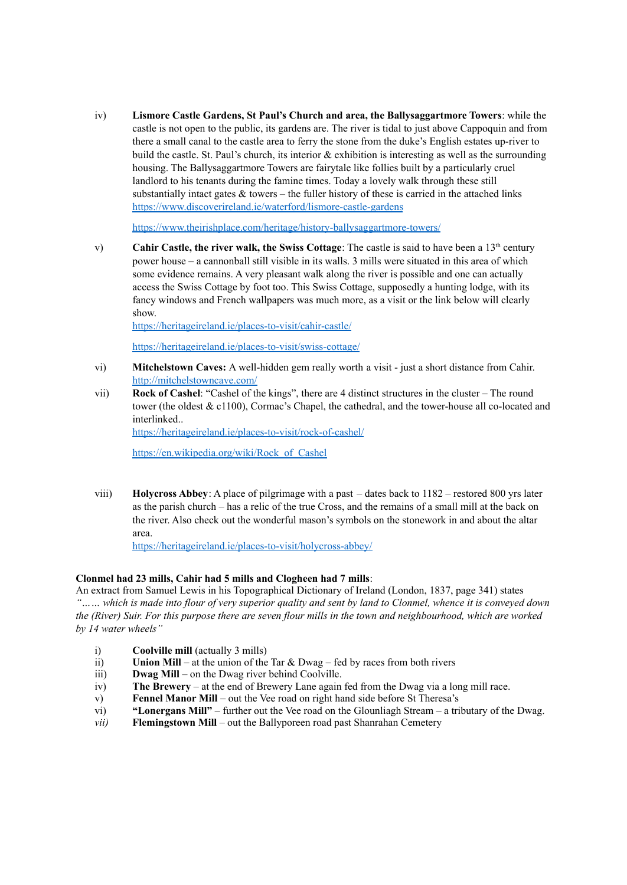iv) **Lismore Castle Gardens, St Paul's Church and area, the Ballysaggartmore Towers**: while the castle is not open to the public, its gardens are. The river is tidal to just above Cappoquin and from there a small canal to the castle area to ferry the stone from the duke's English estates up-river to build the castle. St. Paul's church, its interior & exhibition is interesting as well as the surrounding housing. The Ballysaggartmore Towers are fairytale like follies built by a particularly cruel landlord to his tenants during the famine times. Today a lovely walk through these still substantially intact gates & towers – the fuller history of these is carried in the attached links https://www.discoverireland.ie/waterford/lismore-castle-gardens

https://www.theirishplace.com/heritage/history-ballysaggartmore-towers/

v) **Cahir Castle, the river walk, the Swiss Cottage**: The castle is said to have been a 13th century power house – a cannonball still visible in its walls. 3 mills were situated in this area of which some evidence remains. A very pleasant walk along the river is possible and one can actually access the Swiss Cottage by foot too. This Swiss Cottage, supposedly a hunting lodge, with its fancy windows and French wallpapers was much more, as a visit or the link below will clearly show.
https://heritageireland.ie/places-to-visit/cahir-castle/

https://heritageireland.ie/places-to-visit/swiss-cottage/

vi) **Mitchelstown Caves:** A well-hidden gem really worth a visit - just a short distance from Cahir. http://mitchelstowncave.com/

vii) **Rock of Cashel**: "Cashel of the kings", there are 4 distinct structures in the cluster – The round tower (the oldest & c1100), Cormac's Chapel, the cathedral, and the tower-house all co-located and interlinked..
https://heritageireland.ie/places-to-visit/rock-of-cashel/

https://en.wikipedia.org/wiki/Rock_of_Cashel

viii) **Holycross Abbey**: A place of pilgrimage with a past – dates back to 1182 – restored 800 yrs later as the parish church – has a relic of the true Cross, and the remains of a small mill at the back on the river. Also check out the wonderful mason's symbols on the stonework in and about the altar area.
https://heritageireland.ie/places-to-visit/holycross-abbey/

**Clonmel had 23 mills, Cahir had 5 mills and Clogheen had 7 mills**:
An extract from Samuel Lewis in his Topographical Dictionary of Ireland (London, 1837, page 341) states *"…… which is made into flour of very superior quality and sent by land to Clonmel, whence it is conveyed down the (River) Suir. For this purpose there are seven flour mills in the town and neighbourhood, which are worked by 14 water wheels"*

i) **Coolville mill** (actually 3 mills)
ii) **Union Mill** – at the union of the Tar & Dwag – fed by races from both rivers
iii) **Dwag Mill** – on the Dwag river behind Coolville.
iv) **The Brewery** – at the end of Brewery Lane again fed from the Dwag via a long mill race.
v) **Fennel Manor Mill** – out the Vee road on right hand side before St Theresa's
vi) **"Lonergans Mill"** – further out the Vee road on the Glounliagh Stream – a tributary of the Dwag.
*vii)* **Flemingstown Mill** – out the Ballyporeen road past Shanrahan Cemetery